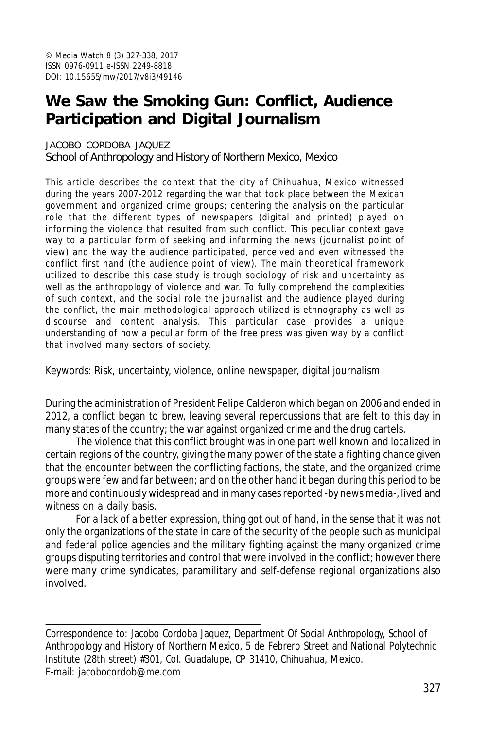© Media Watch 8 (3) 327-338, 2017
ISSN 0976-0911 e-ISSN 2249-8818
DOI: 10.15655/mw/2017/v8i3/49146

# We Saw the Smoking Gun: Conflict, Audience Participation and Digital Journalism

JACOBO CORDOBA JAQUEZ
School of Anthropology and History of Northern Mexico, Mexico

This article describes the context that the city of Chihuahua, Mexico witnessed during the years 2007-2012 regarding the war that took place between the Mexican government and organized crime groups; centering the analysis on the particular role that the different types of newspapers (digital and printed) played on informing the violence that resulted from such conflict. This peculiar context gave way to a particular form of seeking and informing the news (journalist point of view) and the way the audience participated, perceived and even witnessed the conflict first hand (the audience point of view). The main theoretical framework utilized to describe this case study is trough sociology of risk and uncertainty as well as the anthropology of violence and war. To fully comprehend the complexities of such context, and the social role the journalist and the audience played during the conflict, the main methodological approach utilized is ethnography as well as discourse and content analysis. This particular case provides a unique understanding of how a peculiar form of the free press was given way by a conflict that involved many sectors of society.

Keywords: Risk, uncertainty, violence, online newspaper, digital journalism

During the administration of President Felipe Calderon which began on 2006 and ended in 2012, a conflict began to brew, leaving several repercussions that are felt to this day in many states of the country; the war against organized crime and the drug cartels.

The violence that this conflict brought was in one part well known and localized in certain regions of the country, giving the many power of the state a fighting chance given that the encounter between the conflicting factions, the state, and the organized crime groups were few and far between; and on the other hand it began during this period to be more and continuously widespread and in many cases reported -by news media-, lived and witness on a daily basis.

For a lack of a better expression, thing got out of hand, in the sense that it was not only the organizations of the state in care of the security of the people such as municipal and federal police agencies and the military fighting against the many organized crime groups disputing territories and control that were involved in the conflict; however there were many crime syndicates, paramilitary and self-defense regional organizations also involved.

---

Correspondence to: Jacobo Cordoba Jaquez, Department Of Social Anthropology, School of Anthropology and History of Northern Mexico, 5 de Febrero Street and National Polytechnic Institute (28th street) #301, Col. Guadalupe, CP 31410, Chihuahua, Mexico.
E-mail: jacobocordob@me.com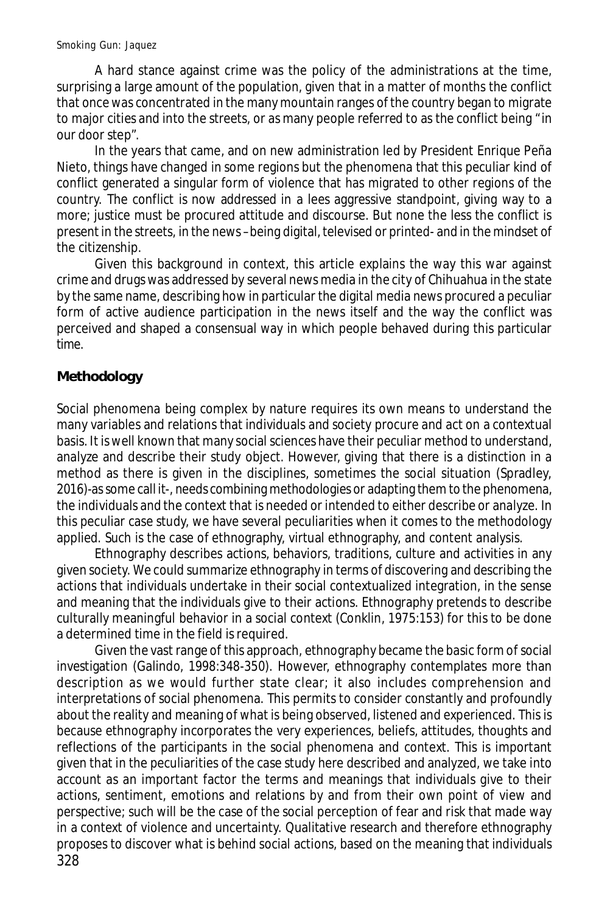A hard stance against crime was the policy of the administrations at the time, surprising a large amount of the population, given that in a matter of months the conflict that once was concentrated in the many mountain ranges of the country began to migrate to major cities and into the streets, or as many people referred to as the conflict being "in our door step".

In the years that came, and on new administration led by President Enrique Peña Nieto, things have changed in some regions but the phenomena that this peculiar kind of conflict generated a singular form of violence that has migrated to other regions of the country. The conflict is now addressed in a lees aggressive standpoint, giving way to a more; justice must be procured attitude and discourse. But none the less the conflict is present in the streets, in the news –being digital, televised or printed- and in the mindset of the citizenship.

Given this background in context, this article explains the way this war against crime and drugs was addressed by several news media in the city of Chihuahua in the state by the same name, describing how in particular the digital media news procured a peculiar form of active audience participation in the news itself and the way the conflict was perceived and shaped a consensual way in which people behaved during this particular time.

## Methodology

Social phenomena being complex by nature requires its own means to understand the many variables and relations that individuals and society procure and act on a contextual basis. It is well known that many social sciences have their peculiar method to understand, analyze and describe their study object. However, giving that there is a distinction in a method as there is given in the disciplines, sometimes the social situation (Spradley, 2016)-as some call it-, needs combining methodologies or adapting them to the phenomena, the individuals and the context that is needed or intended to either describe or analyze. In this peculiar case study, we have several peculiarities when it comes to the methodology applied. Such is the case of ethnography, virtual ethnography, and content analysis.

Ethnography describes actions, behaviors, traditions, culture and activities in any given society. We could summarize ethnography in terms of discovering and describing the actions that individuals undertake in their social contextualized integration, in the sense and meaning that the individuals give to their actions. Ethnography pretends to describe culturally meaningful behavior in a social context (Conklin, 1975:153) for this to be done a determined time in the field is required.

Given the vast range of this approach, ethnography became the basic form of social investigation (Galindo, 1998:348-350). However, ethnography contemplates more than description as we would further state clear; it also includes comprehension and interpretations of social phenomena. This permits to consider constantly and profoundly about the reality and meaning of what is being observed, listened and experienced. This is because ethnography incorporates the very experiences, beliefs, attitudes, thoughts and reflections of the participants in the social phenomena and context. This is important given that in the peculiarities of the case study here described and analyzed, we take into account as an important factor the terms and meanings that individuals give to their actions, sentiment, emotions and relations by and from their own point of view and perspective; such will be the case of the social perception of fear and risk that made way in a context of violence and uncertainty. Qualitative research and therefore ethnography proposes to discover what is behind social actions, based on the meaning that individuals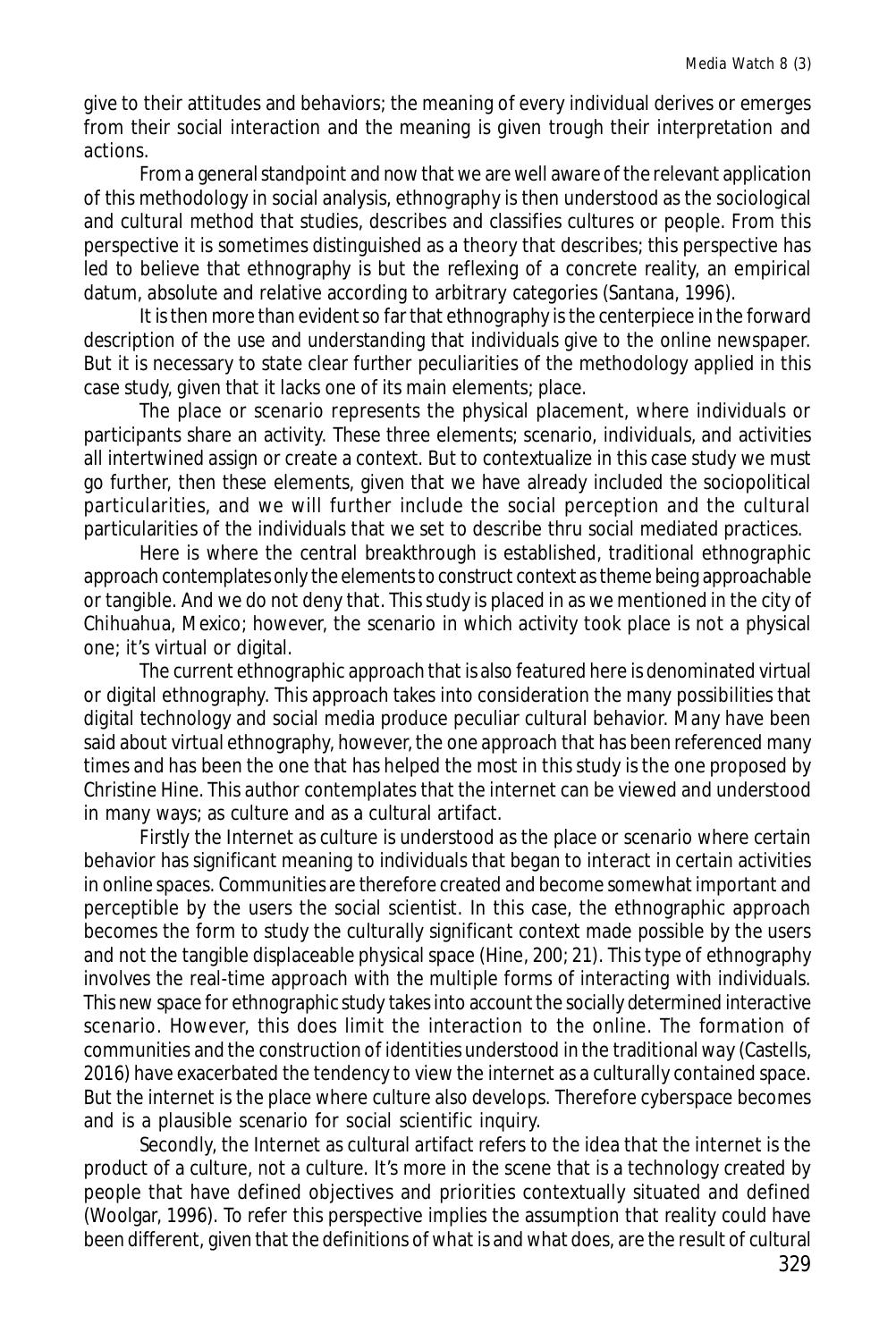give to their attitudes and behaviors; the meaning of every individual derives or emerges from their social interaction and the meaning is given trough their interpretation and actions.

From a general standpoint and now that we are well aware of the relevant application of this methodology in social analysis, ethnography is then understood as the sociological and cultural method that studies, describes and classifies cultures or people. From this perspective it is sometimes distinguished as a theory that describes; this perspective has led to believe that ethnography is but the reflexing of a concrete reality, an empirical datum, absolute and relative according to arbitrary categories (Santana, 1996).

It is then more than evident so far that ethnography is the centerpiece in the forward description of the use and understanding that individuals give to the online newspaper. But it is necessary to state clear further peculiarities of the methodology applied in this case study, given that it lacks one of its main elements; place.

The place or scenario represents the physical placement, where individuals or participants share an activity. These three elements; scenario, individuals, and activities all intertwined assign or create a context. But to contextualize in this case study we must go further, then these elements, given that we have already included the sociopolitical particularities, and we will further include the social perception and the cultural particularities of the individuals that we set to describe thru social mediated practices.

Here is where the central breakthrough is established, traditional ethnographic approach contemplates only the elements to construct context as theme being approachable or tangible. And we do not deny that. This study is placed in as we mentioned in the city of Chihuahua, Mexico; however, the scenario in which activity took place is not a physical one; it's virtual or digital.

The current ethnographic approach that is also featured here is denominated virtual or digital ethnography. This approach takes into consideration the many possibilities that digital technology and social media produce peculiar cultural behavior. Many have been said about virtual ethnography, however, the one approach that has been referenced many times and has been the one that has helped the most in this study is the one proposed by Christine Hine. This author contemplates that the internet can be viewed and understood in many ways; as culture and as a cultural artifact.

Firstly the Internet as culture is understood as the place or scenario where certain behavior has significant meaning to individuals that began to interact in certain activities in online spaces. Communities are therefore created and become somewhat important and perceptible by the users the social scientist. In this case, the ethnographic approach becomes the form to study the culturally significant context made possible by the users and not the tangible displaceable physical space (Hine, 200; 21). This type of ethnography involves the real-time approach with the multiple forms of interacting with individuals. This new space for ethnographic study takes into account the socially determined interactive scenario. However, this does limit the interaction to the online. The formation of communities and the construction of identities understood in the traditional way (Castells, 2016) have exacerbated the tendency to view the internet as a culturally contained space. But the internet is the place where culture also develops. Therefore cyberspace becomes and is a plausible scenario for social scientific inquiry.

Secondly, the Internet as cultural artifact refers to the idea that the internet is the product of a culture, not a culture. It's more in the scene that is a technology created by people that have defined objectives and priorities contextually situated and defined (Woolgar, 1996). To refer this perspective implies the assumption that reality could have been different, given that the definitions of what is and what does, are the result of cultural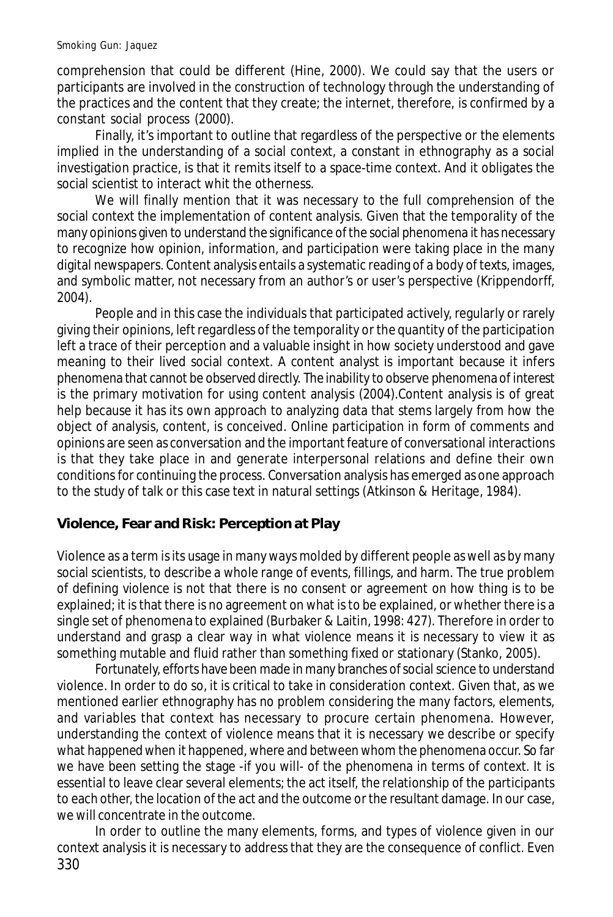comprehension that could be different (Hine, 2000). We could say that the users or participants are involved in the construction of technology through the understanding of the practices and the content that they create; the internet, therefore, is confirmed by a constant social process (2000).

Finally, it's important to outline that regardless of the perspective or the elements implied in the understanding of a social context, a constant in ethnography as a social investigation practice, is that it remits itself to a space-time context. And it obligates the social scientist to interact whit the otherness.

We will finally mention that it was necessary to the full comprehension of the social context the implementation of content analysis. Given that the temporality of the many opinions given to understand the significance of the social phenomena it has necessary to recognize how opinion, information, and participation were taking place in the many digital newspapers. Content analysis entails a systematic reading of a body of texts, images, and symbolic matter, not necessary from an author's or user's perspective (Krippendorff, 2004).

People and in this case the individuals that participated actively, regularly or rarely giving their opinions, left regardless of the temporality or the quantity of the participation left a trace of their perception and a valuable insight in how society understood and gave meaning to their lived social context. A content analyst is important because it infers phenomena that cannot be observed directly. The inability to observe phenomena of interest is the primary motivation for using content analysis (2004).Content analysis is of great help because it has its own approach to analyzing data that stems largely from how the object of analysis, content, is conceived. Online participation in form of comments and opinions are seen as conversation and the important feature of conversational interactions is that they take place in and generate interpersonal relations and define their own conditions for continuing the process. Conversation analysis has emerged as one approach to the study of talk or this case text in natural settings (Atkinson & Heritage, 1984).

## Violence, Fear and Risk: Perception at Play

Violence as a term is its usage in many ways molded by different people as well as by many social scientists, to describe a whole range of events, fillings, and harm. The true problem of defining violence is not that there is no consent or agreement on how thing is to be explained; it is that there is no agreement on what is to be explained, or whether there is a single set of phenomena to explained (Burbaker & Laitin, 1998: 427). Therefore in order to understand and grasp a clear way in what violence means it is necessary to view it as something mutable and fluid rather than something fixed or stationary (Stanko, 2005).

Fortunately, efforts have been made in many branches of social science to understand violence. In order to do so, it is critical to take in consideration context. Given that, as we mentioned earlier ethnography has no problem considering the many factors, elements, and variables that context has necessary to procure certain phenomena. However, understanding the context of violence means that it is necessary we describe or specify what happened when it happened, where and between whom the phenomena occur. So far we have been setting the stage -if you will- of the phenomena in terms of context. It is essential to leave clear several elements; the act itself, the relationship of the participants to each other, the location of the act and the outcome or the resultant damage. In our case, we will concentrate in the outcome.

In order to outline the many elements, forms, and types of violence given in our context analysis it is necessary to address that they are the consequence of conflict. Even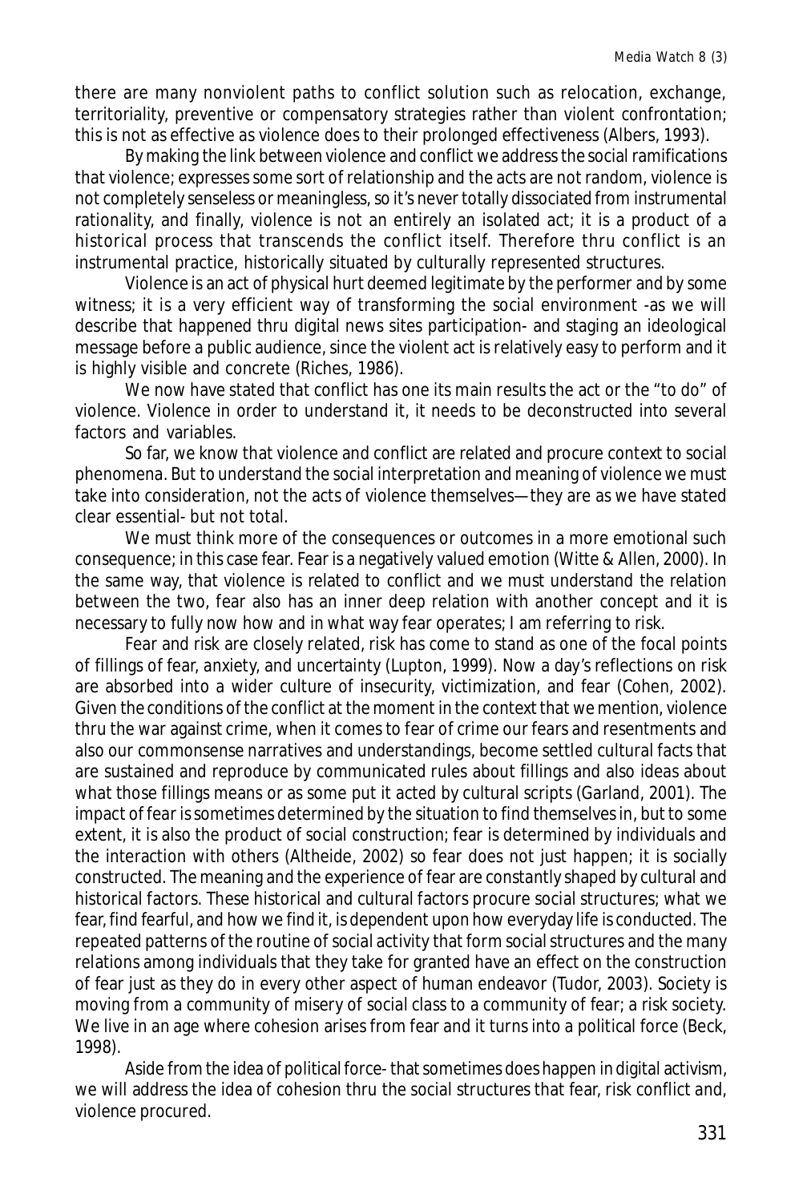there are many nonviolent paths to conflict solution such as relocation, exchange, territoriality, preventive or compensatory strategies rather than violent confrontation; this is not as effective as violence does to their prolonged effectiveness (Albers, 1993).

By making the link between violence and conflict we address the social ramifications that violence; expresses some sort of relationship and the acts are not random, violence is not completely senseless or meaningless, so it's never totally dissociated from instrumental rationality, and finally, violence is not an entirely an isolated act; it is a product of a historical process that transcends the conflict itself. Therefore thru conflict is an instrumental practice, historically situated by culturally represented structures.

Violence is an act of physical hurt deemed legitimate by the performer and by some witness; it is a very efficient way of transforming the social environment -as we will describe that happened thru digital news sites participation- and staging an ideological message before a public audience, since the violent act is relatively easy to perform and it is highly visible and concrete (Riches, 1986).

We now have stated that conflict has one its main results the act or the "to do" of violence. Violence in order to understand it, it needs to be deconstructed into several factors and variables.

So far, we know that violence and conflict are related and procure context to social phenomena. But to understand the social interpretation and meaning of violence we must take into consideration, not the acts of violence themselves—they are as we have stated clear essential- but not total.

We must think more of the consequences or outcomes in a more emotional such consequence; in this case fear. Fear is a negatively valued emotion (Witte & Allen, 2000). In the same way, that violence is related to conflict and we must understand the relation between the two, fear also has an inner deep relation with another concept and it is necessary to fully now how and in what way fear operates; I am referring to risk.

Fear and risk are closely related, risk has come to stand as one of the focal points of fillings of fear, anxiety, and uncertainty (Lupton, 1999). Now a day's reflections on risk are absorbed into a wider culture of insecurity, victimization, and fear (Cohen, 2002). Given the conditions of the conflict at the moment in the context that we mention, violence thru the war against crime, when it comes to fear of crime our fears and resentments and also our commonsense narratives and understandings, become settled cultural facts that are sustained and reproduce by communicated rules about fillings and also ideas about what those fillings means or as some put it acted by cultural scripts (Garland, 2001). The impact of fear is sometimes determined by the situation to find themselves in, but to some extent, it is also the product of social construction; fear is determined by individuals and the interaction with others (Altheide, 2002) so fear does not just happen; it is socially constructed. The meaning and the experience of fear are constantly shaped by cultural and historical factors. These historical and cultural factors procure social structures; what we fear, find fearful, and how we find it, is dependent upon how everyday life is conducted. The repeated patterns of the routine of social activity that form social structures and the many relations among individuals that they take for granted have an effect on the construction of fear just as they do in every other aspect of human endeavor (Tudor, 2003). Society is moving from a community of misery of social class to a community of fear; a risk society. We live in an age where cohesion arises from fear and it turns into a political force (Beck, 1998).

Aside from the idea of political force- that sometimes does happen in digital activism, we will address the idea of cohesion thru the social structures that fear, risk conflict and, violence procured.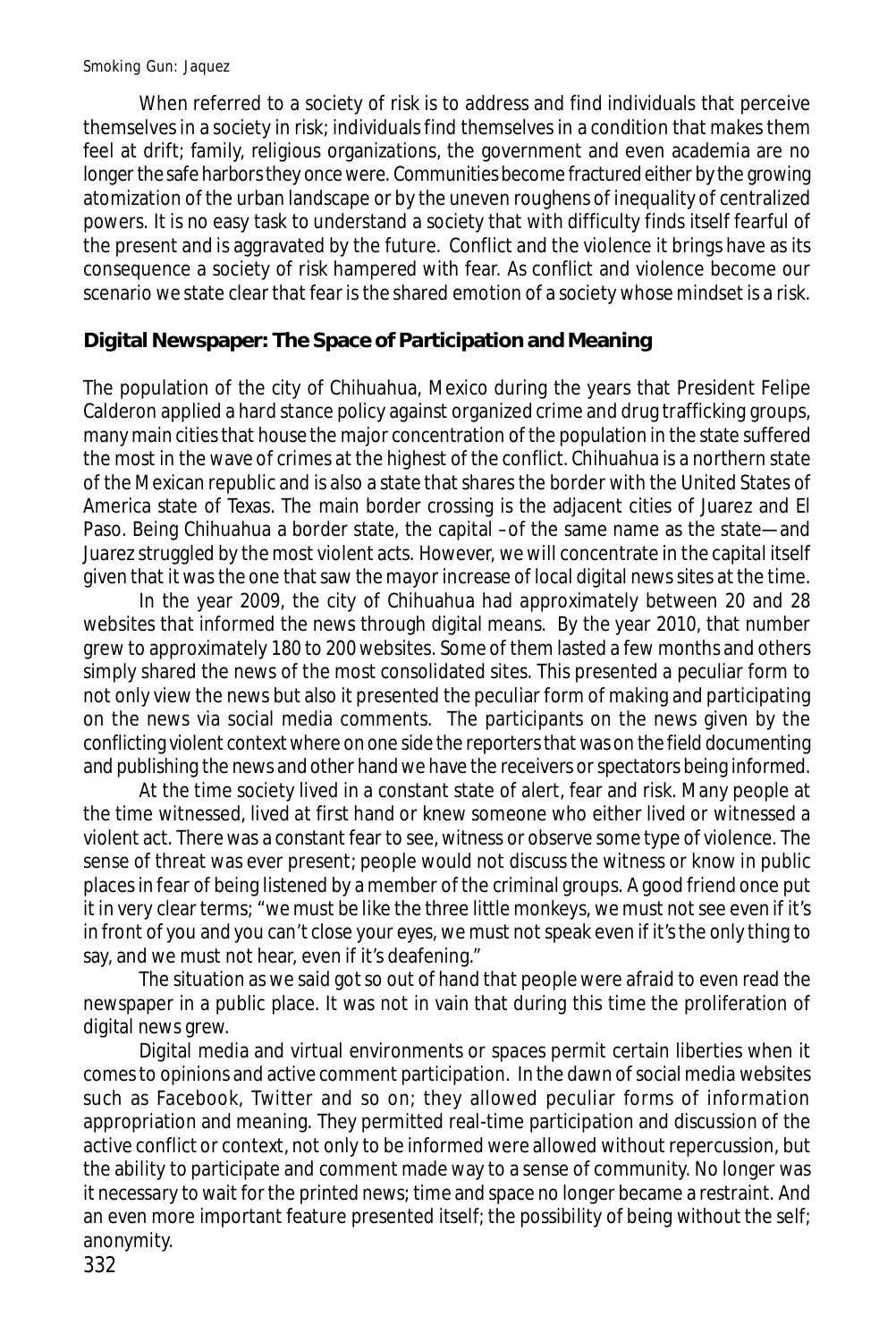When referred to a society of risk is to address and find individuals that perceive themselves in a society in risk; individuals find themselves in a condition that makes them feel at drift; family, religious organizations, the government and even academia are no longer the safe harbors they once were. Communities become fractured either by the growing atomization of the urban landscape or by the uneven roughens of inequality of centralized powers. It is no easy task to understand a society that with difficulty finds itself fearful of the present and is aggravated by the future. Conflict and the violence it brings have as its consequence a society of risk hampered with fear. As conflict and violence become our scenario we state clear that fear is the shared emotion of a society whose mindset is a risk.

## Digital Newspaper: The Space of Participation and Meaning

The population of the city of Chihuahua, Mexico during the years that President Felipe Calderon applied a hard stance policy against organized crime and drug trafficking groups, many main cities that house the major concentration of the population in the state suffered the most in the wave of crimes at the highest of the conflict. Chihuahua is a northern state of the Mexican republic and is also a state that shares the border with the United States of America state of Texas. The main border crossing is the adjacent cities of Juarez and El Paso. Being Chihuahua a border state, the capital –of the same name as the state—and Juarez struggled by the most violent acts. However, we will concentrate in the capital itself given that it was the one that saw the mayor increase of local digital news sites at the time.

In the year 2009, the city of Chihuahua had approximately between 20 and 28 websites that informed the news through digital means. By the year 2010, that number grew to approximately 180 to 200 websites. Some of them lasted a few months and others simply shared the news of the most consolidated sites. This presented a peculiar form to not only view the news but also it presented the peculiar form of making and participating on the news via social media comments. The participants on the news given by the conflicting violent context where on one side the reporters that was on the field documenting and publishing the news and other hand we have the receivers or spectators being informed.

At the time society lived in a constant state of alert, fear and risk. Many people at the time witnessed, lived at first hand or knew someone who either lived or witnessed a violent act. There was a constant fear to see, witness or observe some type of violence. The sense of threat was ever present; people would not discuss the witness or know in public places in fear of being listened by a member of the criminal groups. A good friend once put it in very clear terms; "we must be like the three little monkeys, we must not see even if it's in front of you and you can't close your eyes, we must not speak even if it's the only thing to say, and we must not hear, even if it's deafening."

The situation as we said got so out of hand that people were afraid to even read the newspaper in a public place. It was not in vain that during this time the proliferation of digital news grew.

Digital media and virtual environments or spaces permit certain liberties when it comes to opinions and active comment participation. In the dawn of social media websites such as Facebook, Twitter and so on; they allowed peculiar forms of information appropriation and meaning. They permitted real-time participation and discussion of the active conflict or context, not only to be informed were allowed without repercussion, but the ability to participate and comment made way to a sense of community. No longer was it necessary to wait for the printed news; time and space no longer became a restraint. And an even more important feature presented itself; the possibility of being without the self; anonymity.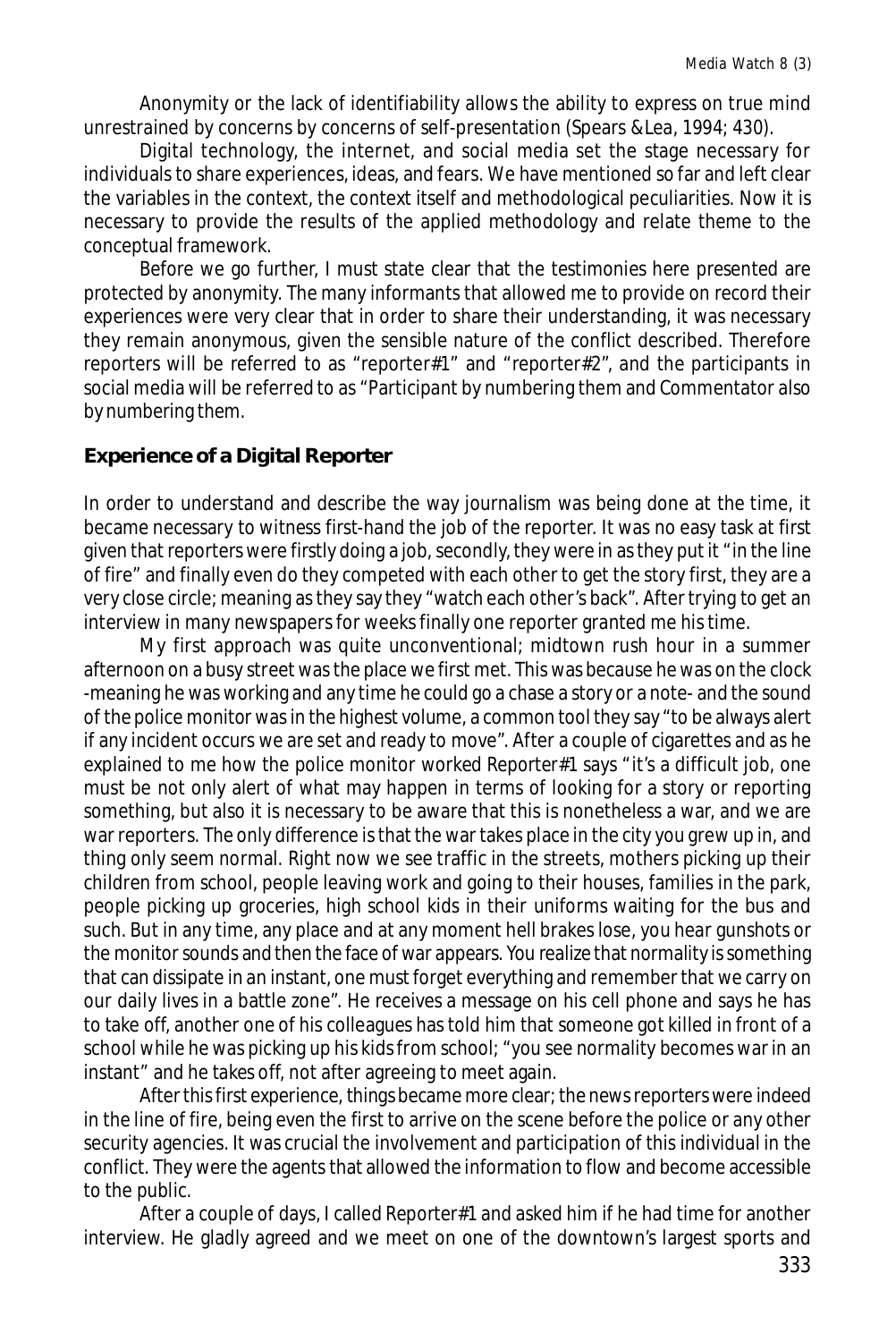Anonymity or the lack of identifiability allows the ability to express on true mind unrestrained by concerns by concerns of self-presentation (Spears &Lea, 1994; 430).

Digital technology, the internet, and social media set the stage necessary for individuals to share experiences, ideas, and fears. We have mentioned so far and left clear the variables in the context, the context itself and methodological peculiarities. Now it is necessary to provide the results of the applied methodology and relate theme to the conceptual framework.

Before we go further, I must state clear that the testimonies here presented are protected by anonymity. The many informants that allowed me to provide on record their experiences were very clear that in order to share their understanding, it was necessary they remain anonymous, given the sensible nature of the conflict described. Therefore reporters will be referred to as "reporter#1" and "reporter#2", and the participants in social media will be referred to as "Participant by numbering them and Commentator also by numbering them.

## Experience of a Digital Reporter

In order to understand and describe the way journalism was being done at the time, it became necessary to witness first-hand the job of the reporter. It was no easy task at first given that reporters were firstly doing a job, secondly, they were in as they put it "in the line of fire" and finally even do they competed with each other to get the story first, they are a very close circle; meaning as they say they "watch each other's back". After trying to get an interview in many newspapers for weeks finally one reporter granted me his time.

My first approach was quite unconventional; midtown rush hour in a summer afternoon on a busy street was the place we first met. This was because he was on the clock -meaning he was working and any time he could go a chase a story or a note- and the sound of the police monitor was in the highest volume, a common tool they say "to be always alert if any incident occurs we are set and ready to move". After a couple of cigarettes and as he explained to me how the police monitor worked Reporter#1 says "it's a difficult job, one must be not only alert of what may happen in terms of looking for a story or reporting something, but also it is necessary to be aware that this is nonetheless a war, and we are war reporters. The only difference is that the war takes place in the city you grew up in, and thing only seem normal. Right now we see traffic in the streets, mothers picking up their children from school, people leaving work and going to their houses, families in the park, people picking up groceries, high school kids in their uniforms waiting for the bus and such. But in any time, any place and at any moment hell brakes lose, you hear gunshots or the monitor sounds and then the face of war appears. You realize that normality is something that can dissipate in an instant, one must forget everything and remember that we carry on our daily lives in a battle zone". He receives a message on his cell phone and says he has to take off, another one of his colleagues has told him that someone got killed in front of a school while he was picking up his kids from school; "you see normality becomes war in an instant" and he takes off, not after agreeing to meet again.

After this first experience, things became more clear; the news reporters were indeed in the line of fire, being even the first to arrive on the scene before the police or any other security agencies. It was crucial the involvement and participation of this individual in the conflict. They were the agents that allowed the information to flow and become accessible to the public.

After a couple of days, I called Reporter#1 and asked him if he had time for another interview. He gladly agreed and we meet on one of the downtown's largest sports and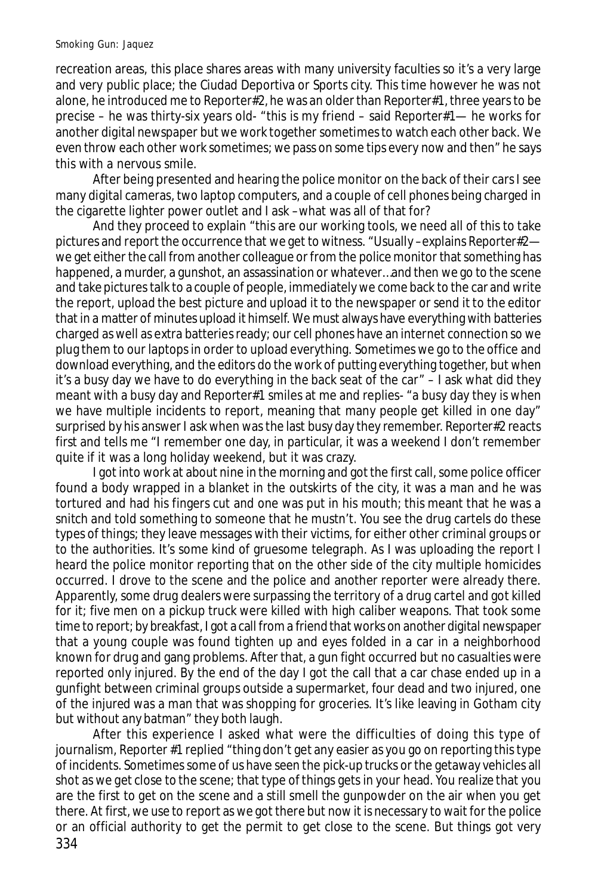recreation areas, this place shares areas with many university faculties so it's a very large and very public place; the Ciudad Deportiva or Sports city. This time however he was not alone, he introduced me to Reporter#2, he was an older than Reporter#1, three years to be precise – he was thirty-six years old- "this is my friend – said Reporter#1— he works for another digital newspaper but we work together sometimes to watch each other back. We even throw each other work sometimes; we pass on some tips every now and then" he says this with a nervous smile.

After being presented and hearing the police monitor on the back of their cars I see many digital cameras, two laptop computers, and a couple of cell phones being charged in the cigarette lighter power outlet and I ask –what was all of that for?

And they proceed to explain "this are our working tools, we need all of this to take pictures and report the occurrence that we get to witness. "Usually –explains Reporter#2— we get either the call from another colleague or from the police monitor that something has happened, a murder, a gunshot, an assassination or whatever…and then we go to the scene and take pictures talk to a couple of people, immediately we come back to the car and write the report, upload the best picture and upload it to the newspaper or send it to the editor that in a matter of minutes upload it himself. We must always have everything with batteries charged as well as extra batteries ready; our cell phones have an internet connection so we plug them to our laptops in order to upload everything. Sometimes we go to the office and download everything, and the editors do the work of putting everything together, but when it's a busy day we have to do everything in the back seat of the car" – I ask what did they meant with a busy day and Reporter#1 smiles at me and replies- "a busy day they is when we have multiple incidents to report, meaning that many people get killed in one day" surprised by his answer I ask when was the last busy day they remember. Reporter#2 reacts first and tells me "I remember one day, in particular, it was a weekend I don't remember quite if it was a long holiday weekend, but it was crazy.

I got into work at about nine in the morning and got the first call, some police officer found a body wrapped in a blanket in the outskirts of the city, it was a man and he was tortured and had his fingers cut and one was put in his mouth; this meant that he was a snitch and told something to someone that he mustn't. You see the drug cartels do these types of things; they leave messages with their victims, for either other criminal groups or to the authorities. It's some kind of gruesome telegraph. As I was uploading the report I heard the police monitor reporting that on the other side of the city multiple homicides occurred. I drove to the scene and the police and another reporter were already there. Apparently, some drug dealers were surpassing the territory of a drug cartel and got killed for it; five men on a pickup truck were killed with high caliber weapons. That took some time to report; by breakfast, I got a call from a friend that works on another digital newspaper that a young couple was found tighten up and eyes folded in a car in a neighborhood known for drug and gang problems. After that, a gun fight occurred but no casualties were reported only injured. By the end of the day I got the call that a car chase ended up in a gunfight between criminal groups outside a supermarket, four dead and two injured, one of the injured was a man that was shopping for groceries. It's like leaving in Gotham city but without any batman" they both laugh.

After this experience I asked what were the difficulties of doing this type of journalism, Reporter #1 replied "thing don't get any easier as you go on reporting this type of incidents. Sometimes some of us have seen the pick-up trucks or the getaway vehicles all shot as we get close to the scene; that type of things gets in your head. You realize that you are the first to get on the scene and a still smell the gunpowder on the air when you get there. At first, we use to report as we got there but now it is necessary to wait for the police or an official authority to get the permit to get close to the scene. But things got very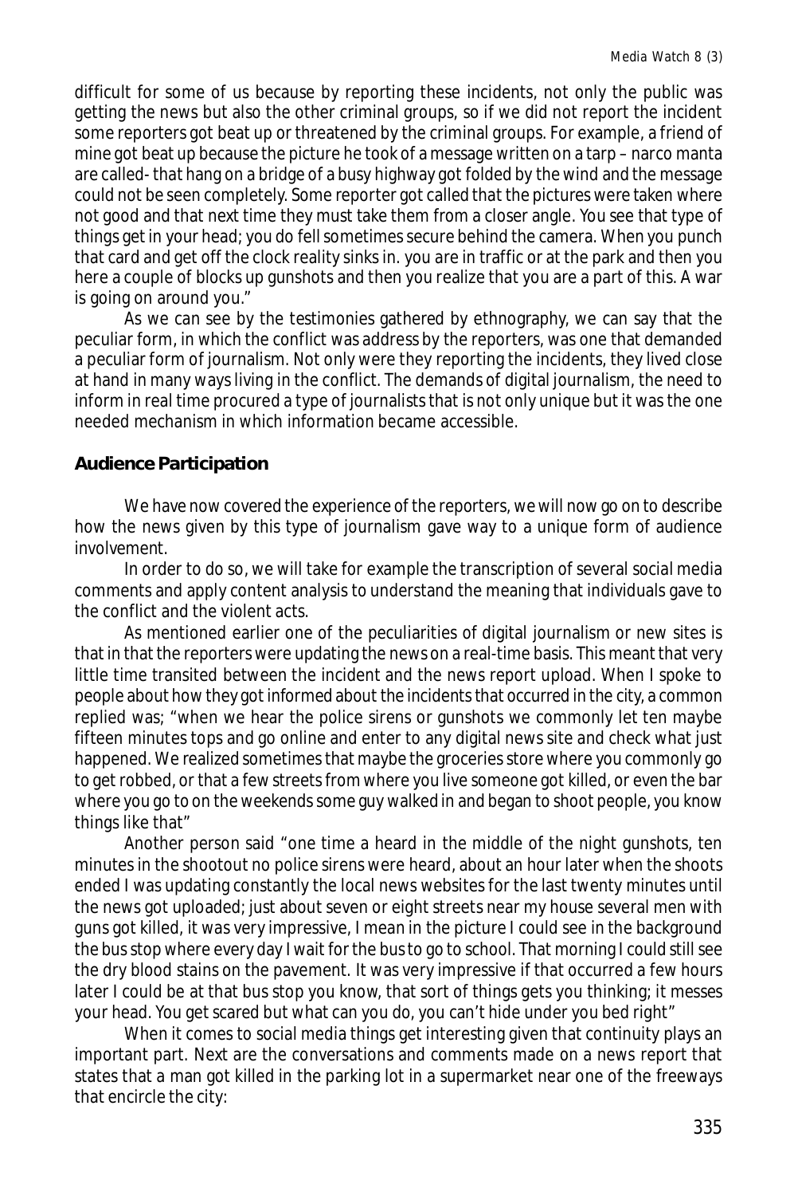difficult for some of us because by reporting these incidents, not only the public was getting the news but also the other criminal groups, so if we did not report the incident some reporters got beat up or threatened by the criminal groups. For example, a friend of mine got beat up because the picture he took of a message written on a tarp – narco manta are called- that hang on a bridge of a busy highway got folded by the wind and the message could not be seen completely. Some reporter got called that the pictures were taken where not good and that next time they must take them from a closer angle. You see that type of things get in your head; you do fell sometimes secure behind the camera. When you punch that card and get off the clock reality sinks in. you are in traffic or at the park and then you here a couple of blocks up gunshots and then you realize that you are a part of this. A war is going on around you."

As we can see by the testimonies gathered by ethnography, we can say that the peculiar form, in which the conflict was address by the reporters, was one that demanded a peculiar form of journalism. Not only were they reporting the incidents, they lived close at hand in many ways living in the conflict. The demands of digital journalism, the need to inform in real time procured a type of journalists that is not only unique but it was the one needed mechanism in which information became accessible.

### Audience Participation

We have now covered the experience of the reporters, we will now go on to describe how the news given by this type of journalism gave way to a unique form of audience involvement.

In order to do so, we will take for example the transcription of several social media comments and apply content analysis to understand the meaning that individuals gave to the conflict and the violent acts.

As mentioned earlier one of the peculiarities of digital journalism or new sites is that in that the reporters were updating the news on a real-time basis. This meant that very little time transited between the incident and the news report upload. When I spoke to people about how they got informed about the incidents that occurred in the city, a common replied was; "when we hear the police sirens or gunshots we commonly let ten maybe fifteen minutes tops and go online and enter to any digital news site and check what just happened. We realized sometimes that maybe the groceries store where you commonly go to get robbed, or that a few streets from where you live someone got killed, or even the bar where you go to on the weekends some guy walked in and began to shoot people, you know things like that"

Another person said "one time a heard in the middle of the night gunshots, ten minutes in the shootout no police sirens were heard, about an hour later when the shoots ended I was updating constantly the local news websites for the last twenty minutes until the news got uploaded; just about seven or eight streets near my house several men with guns got killed, it was very impressive, I mean in the picture I could see in the background the bus stop where every day I wait for the bus to go to school. That morning I could still see the dry blood stains on the pavement. It was very impressive if that occurred a few hours later I could be at that bus stop you know, that sort of things gets you thinking; it messes your head. You get scared but what can you do, you can't hide under you bed right"

When it comes to social media things get interesting given that continuity plays an important part. Next are the conversations and comments made on a news report that states that a man got killed in the parking lot in a supermarket near one of the freeways that encircle the city: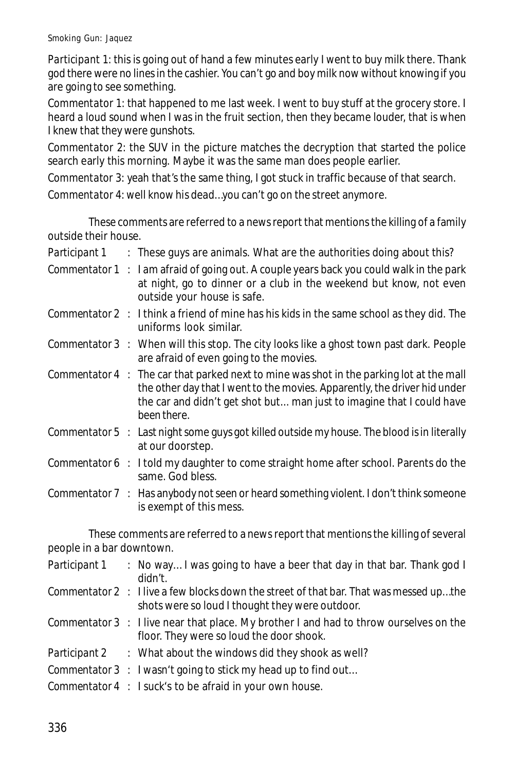Participant 1: this is going out of hand a few minutes early I went to buy milk there. Thank god there were no lines in the cashier. You can't go and boy milk now without knowing if you are going to see something.

Commentator 1: that happened to me last week. I went to buy stuff at the grocery store. I heard a loud sound when I was in the fruit section, then they became louder, that is when I knew that they were gunshots.

Commentator 2: the SUV in the picture matches the decryption that started the police search early this morning. Maybe it was the same man does people earlier.

Commentator 3: yeah that's the same thing, I got stuck in traffic because of that search.

Commentator 4: well know his dead…you can't go on the street anymore.

These comments are referred to a news report that mentions the killing of a family outside their house.

Participant 1 : These guys are animals. What are the authorities doing about this?

Commentator 1 : I am afraid of going out. A couple years back you could walk in the park at night, go to dinner or a club in the weekend but know, not even outside your house is safe.

Commentator 2 : I think a friend of mine has his kids in the same school as they did. The uniforms look similar.

Commentator 3 : When will this stop. The city looks like a ghost town past dark. People are afraid of even going to the movies.

Commentator 4 : The car that parked next to mine was shot in the parking lot at the mall the other day that I went to the movies. Apparently, the driver hid under the car and didn't get shot but… man just to imagine that I could have been there.

Commentator 5 : Last night some guys got killed outside my house. The blood is in literally at our doorstep.

Commentator 6 : I told my daughter to come straight home after school. Parents do the same. God bless.

Commentator 7 : Has anybody not seen or heard something violent. I don't think someone is exempt of this mess.

These comments are referred to a news report that mentions the killing of several people in a bar downtown.

Participant 1 : No way… I was going to have a beer that day in that bar. Thank god I didn't.

Commentator 2 : I live a few blocks down the street of that bar. That was messed up…the shots were so loud I thought they were outdoor.

Commentator 3 : I live near that place. My brother I and had to throw ourselves on the floor. They were so loud the door shook.

Participant 2 : What about the windows did they shook as well?

Commentator 3 : I wasn't going to stick my head up to find out…

Commentator 4 : I suck's to be afraid in your own house.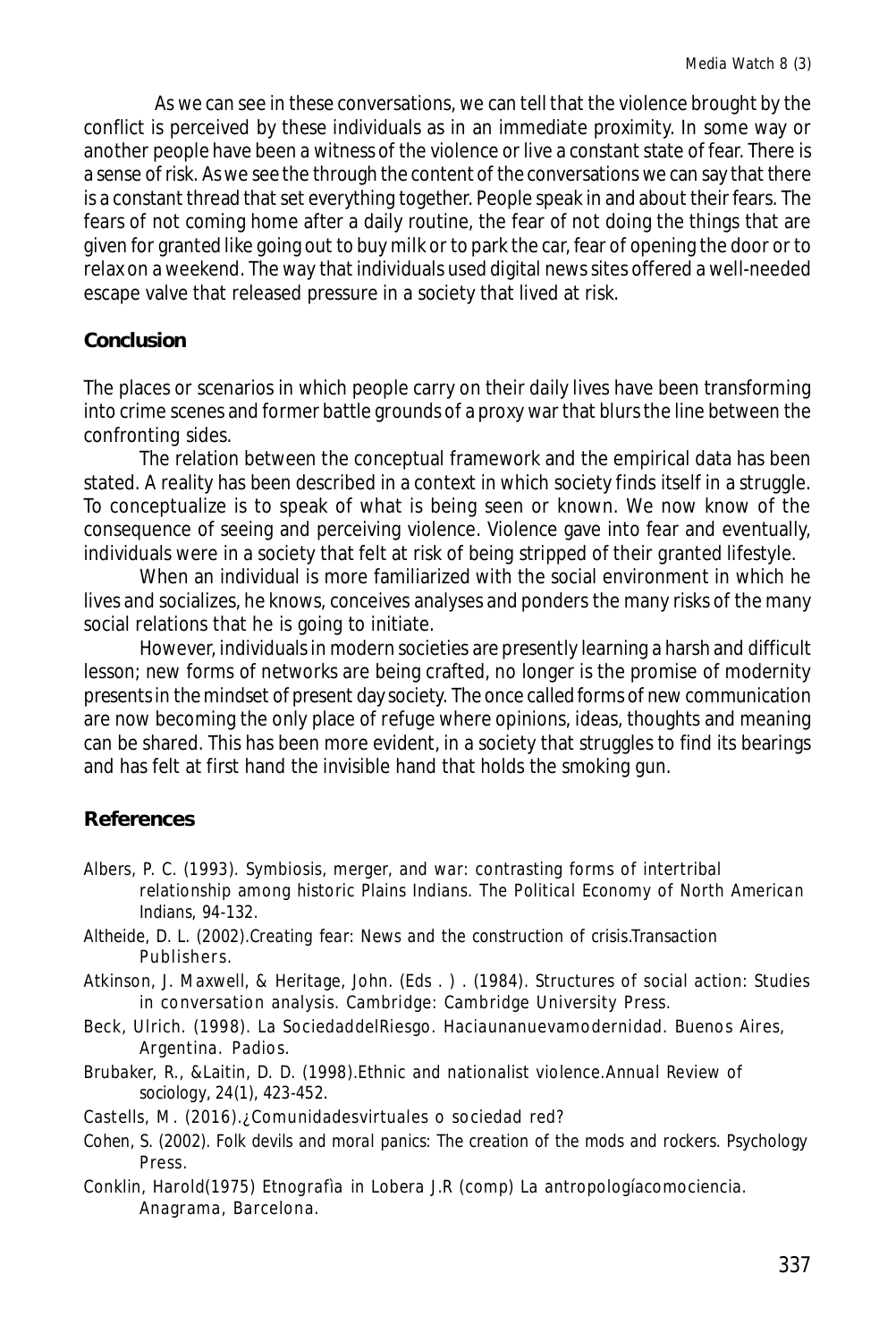As we can see in these conversations, we can tell that the violence brought by the conflict is perceived by these individuals as in an immediate proximity. In some way or another people have been a witness of the violence or live a constant state of fear. There is a sense of risk. As we see the through the content of the conversations we can say that there is a constant thread that set everything together. People speak in and about their fears. The fears of not coming home after a daily routine, the fear of not doing the things that are given for granted like going out to buy milk or to park the car, fear of opening the door or to relax on a weekend. The way that individuals used digital news sites offered a well-needed escape valve that released pressure in a society that lived at risk.

## Conclusion

The places or scenarios in which people carry on their daily lives have been transforming into crime scenes and former battle grounds of a proxy war that blurs the line between the confronting sides.

The relation between the conceptual framework and the empirical data has been stated. A reality has been described in a context in which society finds itself in a struggle. To conceptualize is to speak of what is being seen or known. We now know of the consequence of seeing and perceiving violence. Violence gave into fear and eventually, individuals were in a society that felt at risk of being stripped of their granted lifestyle.

When an individual is more familiarized with the social environment in which he lives and socializes, he knows, conceives analyses and ponders the many risks of the many social relations that he is going to initiate.

However, individuals in modern societies are presently learning a harsh and difficult lesson; new forms of networks are being crafted, no longer is the promise of modernity presents in the mindset of present day society. The once called forms of new communication are now becoming the only place of refuge where opinions, ideas, thoughts and meaning can be shared. This has been more evident, in a society that struggles to find its bearings and has felt at first hand the invisible hand that holds the smoking gun.

## References

Albers, P. C. (1993). Symbiosis, merger, and war: contrasting forms of intertribal relationship among historic Plains Indians. The Political Economy of North American Indians, 94-132.

Altheide, D. L. (2002).Creating fear: News and the construction of crisis.Transaction Publishers.

Atkinson, J. Maxwell, & Heritage, John. (Eds . ) . (1984). Structures of social action: Studies in conversation analysis. Cambridge: Cambridge University Press.

Beck, Ulrich. (1998). La SociedaddelRiesgo. Haciaunanuevamodernidad. Buenos Aires, Argentina. Padios.

Brubaker, R., &Laitin, D. D. (1998).Ethnic and nationalist violence.Annual Review of sociology, 24(1), 423-452.

Castells, M. (2016).¿Comunidadesvirtuales o sociedad red?

Cohen, S. (2002). Folk devils and moral panics: The creation of the mods and rockers. Psychology Press.

Conklin, Harold(1975) Etnografìa in Lobera J.R (comp) La antropologíacomociencia. Anagrama, Barcelona.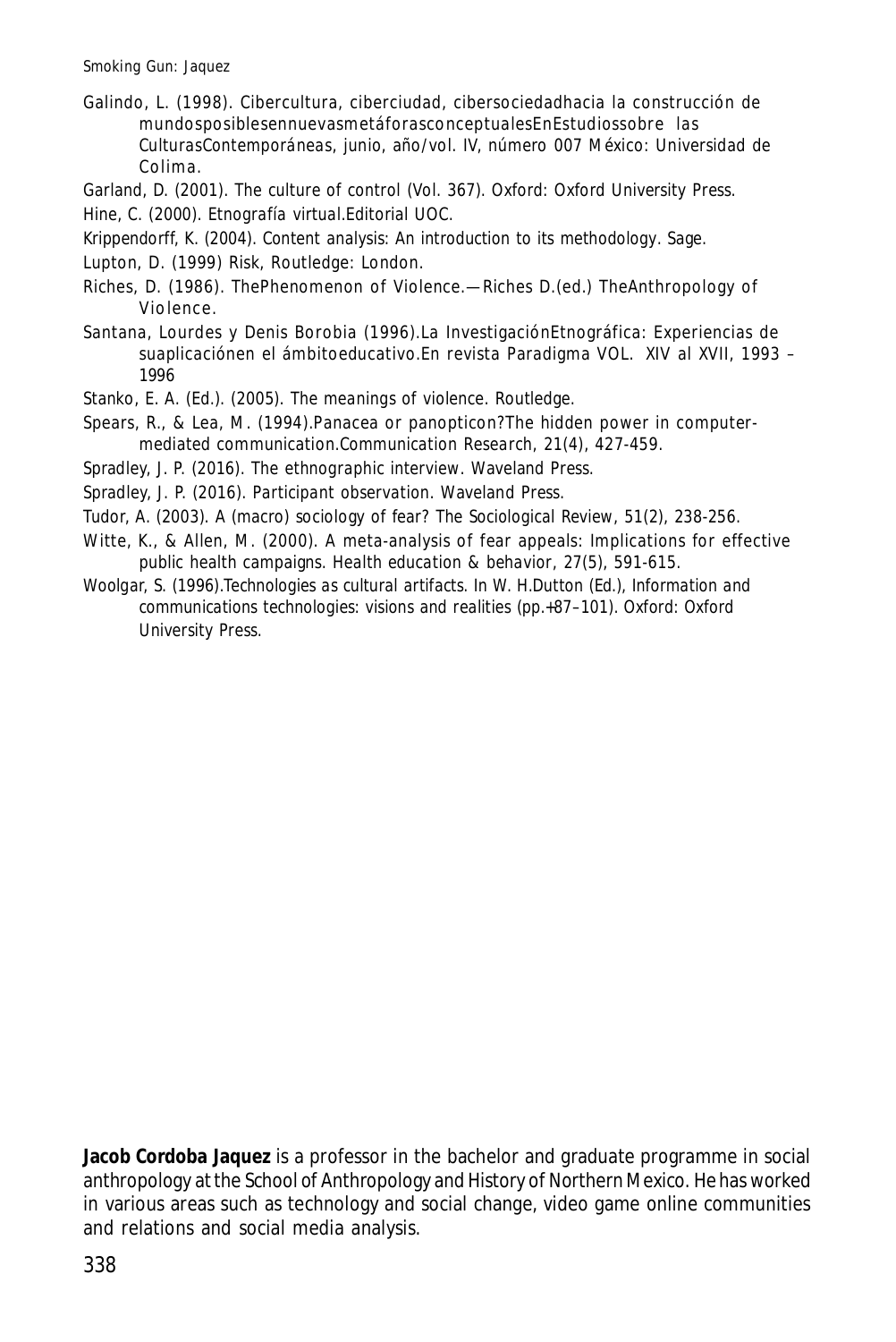Galindo, L. (1998). Cibercultura, ciberciudad, cibersociedadhacia la construcción de mundosposiblesennuevasmetáforasconceptualesEnEstudiossobre las CulturasContemporáneas, junio, año/vol. IV, número 007 México: Universidad de Colima.

Garland, D. (2001). The culture of control (Vol. 367). Oxford: Oxford University Press.

Hine, C. (2000). Etnografía virtual.Editorial UOC.

Krippendorff, K. (2004). Content analysis: An introduction to its methodology. Sage.

Lupton, D. (1999) Risk, Routledge: London.

Riches, D. (1986). ThePhenomenon of Violence.—Riches D.(ed.) TheAnthropology of Violence.

Santana, Lourdes y Denis Borobia (1996).La InvestigaciónEtnográfica: Experiencias de suaplicaciónen el ámbitoeducativo.En revista Paradigma VOL. XIV al XVII, 1993 – 1996

Stanko, E. A. (Ed.). (2005). The meanings of violence. Routledge.

Spears, R., & Lea, M. (1994).Panacea or panopticon?The hidden power in computer-mediated communication.Communication Research, 21(4), 427-459.

Spradley, J. P. (2016). The ethnographic interview. Waveland Press.

Spradley, J. P. (2016). Participant observation. Waveland Press.

Tudor, A. (2003). A (macro) sociology of fear? The Sociological Review, 51(2), 238-256.

Witte, K., & Allen, M. (2000). A meta-analysis of fear appeals: Implications for effective public health campaigns. Health education & behavior, 27(5), 591-615.

Woolgar, S. (1996).Technologies as cultural artifacts. In W. H.Dutton (Ed.), Information and communications technologies: visions and realities (pp.+87–101). Oxford: Oxford University Press.

**Jacob Cordoba Jaquez** is a professor in the bachelor and graduate programme in social anthropology at the School of Anthropology and History of Northern Mexico. He has worked in various areas such as technology and social change, video game online communities and relations and social media analysis.